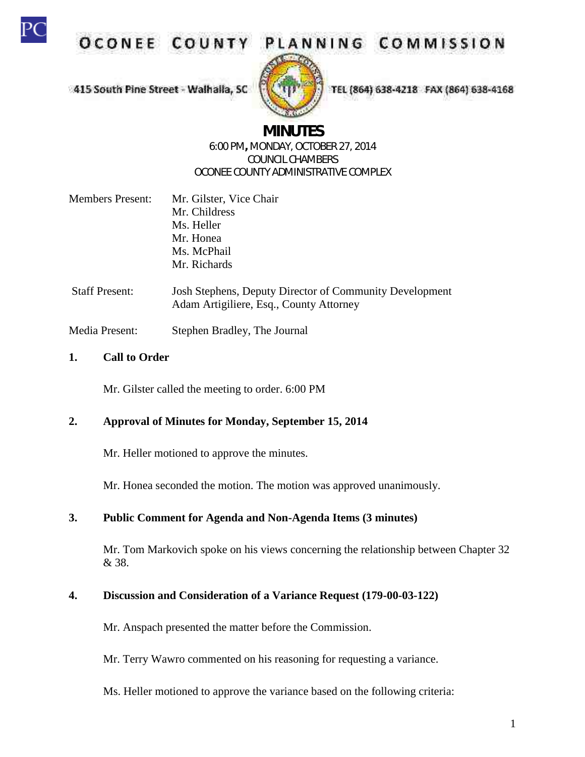# OCONEE COUNTY PLANNING COMMISSION

415 South Pine Street - Walhalla, SC

TEL (864) 638-4218 FAX (864) 638-4168

## MINUTES

6:00 PM, MONDAY, OCTOBER 27, 2014
COUNCIL CHAMBERS
OCONEE COUNTY ADMINISTRATIVE COMPLEX

Members Present: Mr. Gilster, Vice Chair
Mr. Childress
Ms. Heller
Mr. Honea
Ms. McPhail
Mr. Richards

Staff Present: Josh Stephens, Deputy Director of Community Development
Adam Artigiliere, Esq., County Attorney

Media Present: Stephen Bradley, The Journal

**1. Call to Order**

Mr. Gilster called the meeting to order. 6:00 PM

**2. Approval of Minutes for Monday, September 15, 2014**

Mr. Heller motioned to approve the minutes.

Mr. Honea seconded the motion. The motion was approved unanimously.

**3. Public Comment for Agenda and Non-Agenda Items (3 minutes)**

Mr. Tom Markovich spoke on his views concerning the relationship between Chapter 32 & 38.

**4. Discussion and Consideration of a Variance Request (179-00-03-122)**

Mr. Anspach presented the matter before the Commission.

Mr. Terry Wawro commented on his reasoning for requesting a variance.

Ms. Heller motioned to approve the variance based on the following criteria: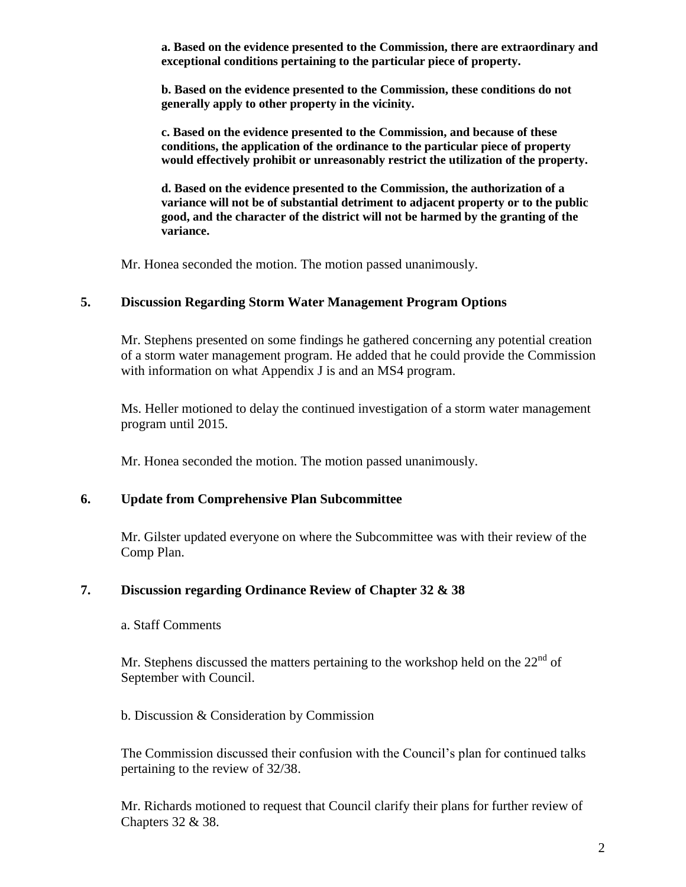**a. Based on the evidence presented to the Commission, there are extraordinary and exceptional conditions pertaining to the particular piece of property.**

**b. Based on the evidence presented to the Commission, these conditions do not generally apply to other property in the vicinity.**

**c. Based on the evidence presented to the Commission, and because of these conditions, the application of the ordinance to the particular piece of property would effectively prohibit or unreasonably restrict the utilization of the property.**

**d. Based on the evidence presented to the Commission, the authorization of a variance will not be of substantial detriment to adjacent property or to the public good, and the character of the district will not be harmed by the granting of the variance.**

Mr. Honea seconded the motion. The motion passed unanimously.

## 5. Discussion Regarding Storm Water Management Program Options

Mr. Stephens presented on some findings he gathered concerning any potential creation of a storm water management program. He added that he could provide the Commission with information on what Appendix J is and an MS4 program.

Ms. Heller motioned to delay the continued investigation of a storm water management program until 2015.

Mr. Honea seconded the motion. The motion passed unanimously.

## 6. Update from Comprehensive Plan Subcommittee

Mr. Gilster updated everyone on where the Subcommittee was with their review of the Comp Plan.

## 7. Discussion regarding Ordinance Review of Chapter 32 & 38

a. Staff Comments

Mr. Stephens discussed the matters pertaining to the workshop held on the 22nd of September with Council.

b. Discussion & Consideration by Commission

The Commission discussed their confusion with the Council's plan for continued talks pertaining to the review of 32/38.

Mr. Richards motioned to request that Council clarify their plans for further review of Chapters 32 & 38.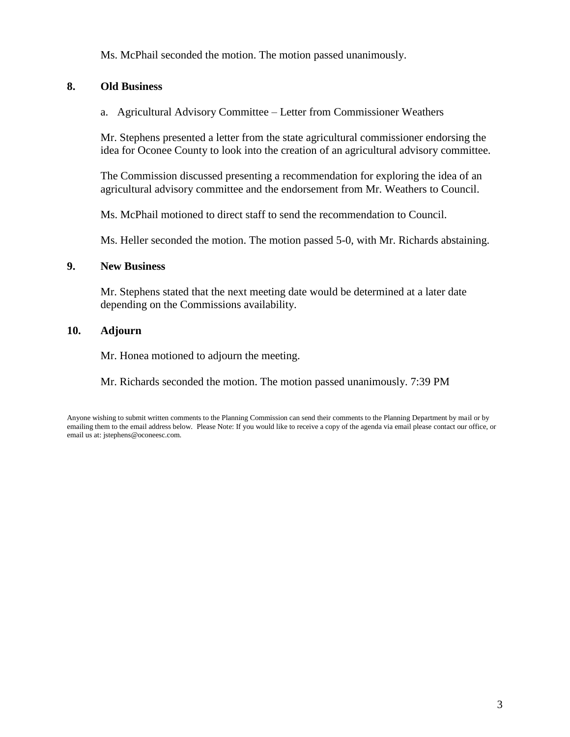Ms. McPhail seconded the motion. The motion passed unanimously.

## 8. Old Business

a. Agricultural Advisory Committee – Letter from Commissioner Weathers

Mr. Stephens presented a letter from the state agricultural commissioner endorsing the idea for Oconee County to look into the creation of an agricultural advisory committee.

The Commission discussed presenting a recommendation for exploring the idea of an agricultural advisory committee and the endorsement from Mr. Weathers to Council.

Ms. McPhail motioned to direct staff to send the recommendation to Council.

Ms. Heller seconded the motion. The motion passed 5-0, with Mr. Richards abstaining.

## 9. New Business

Mr. Stephens stated that the next meeting date would be determined at a later date depending on the Commissions availability.

## 10. Adjourn

Mr. Honea motioned to adjourn the meeting.

Mr. Richards seconded the motion. The motion passed unanimously. 7:39 PM

Anyone wishing to submit written comments to the Planning Commission can send their comments to the Planning Department by mail or by emailing them to the email address below. Please Note: If you would like to receive a copy of the agenda via email please contact our office, or email us at: jstephens@oconeesc.com.